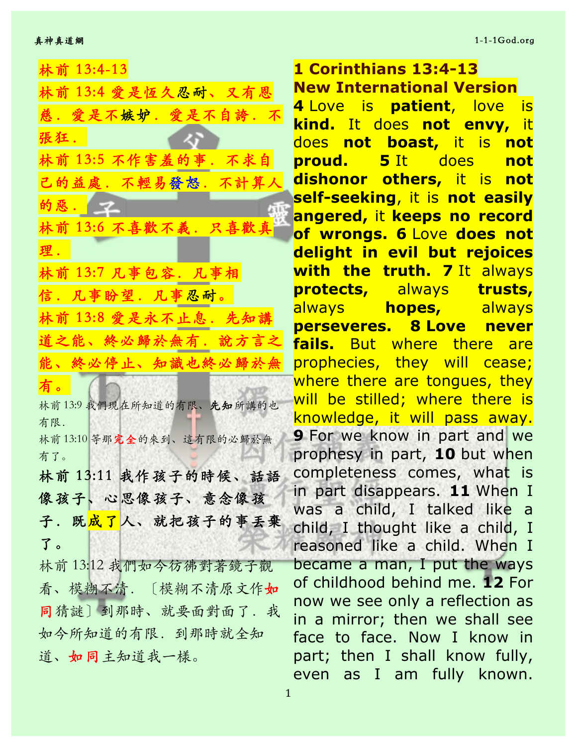林前 13:4-13

林前 13:4 愛是恆久忍耐、又有恩慈．愛是不嫉妒．愛是不自誇．不張狂．

林前 13:5 不作害羞的事．不求自己的益處．不輕易發怒．不計算人的惡．

林前 13:6 不喜歡不義．只喜歡真理．

林前 13:7 凡事包容．凡事相信．凡事盼望．凡事忍耐。

林前 13:8 愛是永不止息．先知講道之能、終必歸於無有．說方言之能、終必停止、知識也終必歸於無有。

林前 13:9 我們現在所知道的有限、先知所講的也有限．

林前 13:10 等那完全的來到、這有限的必歸於無有了。

**林前 13:11 我作孩子的時候、話語像孩子、心思像孩子、意念像孩子．既成了人、就把孩子的事丟棄了。**

林前 13:12 我們如今彷彿對著鏡子觀看、模糊不清．〔模糊不清原文作如同猜謎〕到那時、就要面對面了．我如今所知道的有限．到那時就全知道、如同主知道我一樣。

**1 Corinthians 13:4-13**
**New International Version**

**4** Love is **patient**, love is **kind.** It does **not envy,** it does **not boast,** it is **not proud.** **5** It does **not dishonor others,** it is **not self-seeking**, it is **not easily angered,** it **keeps no record of wrongs.** **6** Love **does not delight in evil but rejoices with the truth.** **7** It always **protects,** always **trusts,** always **hopes,** always **perseveres.** **8 Love never fails.** But where there are prophecies, they will cease; where there are tongues, they will be stilled; where there is knowledge, it will pass away. **9** For we know in part and we prophesy in part, **10** but when completeness comes, what is in part disappears. **11** When I was a child, I talked like a child, I thought like a child, I reasoned like a child. When I became a man, I put the ways of childhood behind me. **12** For now we see only a reflection as in a mirror; then we shall see face to face. Now I know in part; then I shall know fully, even as I am fully known.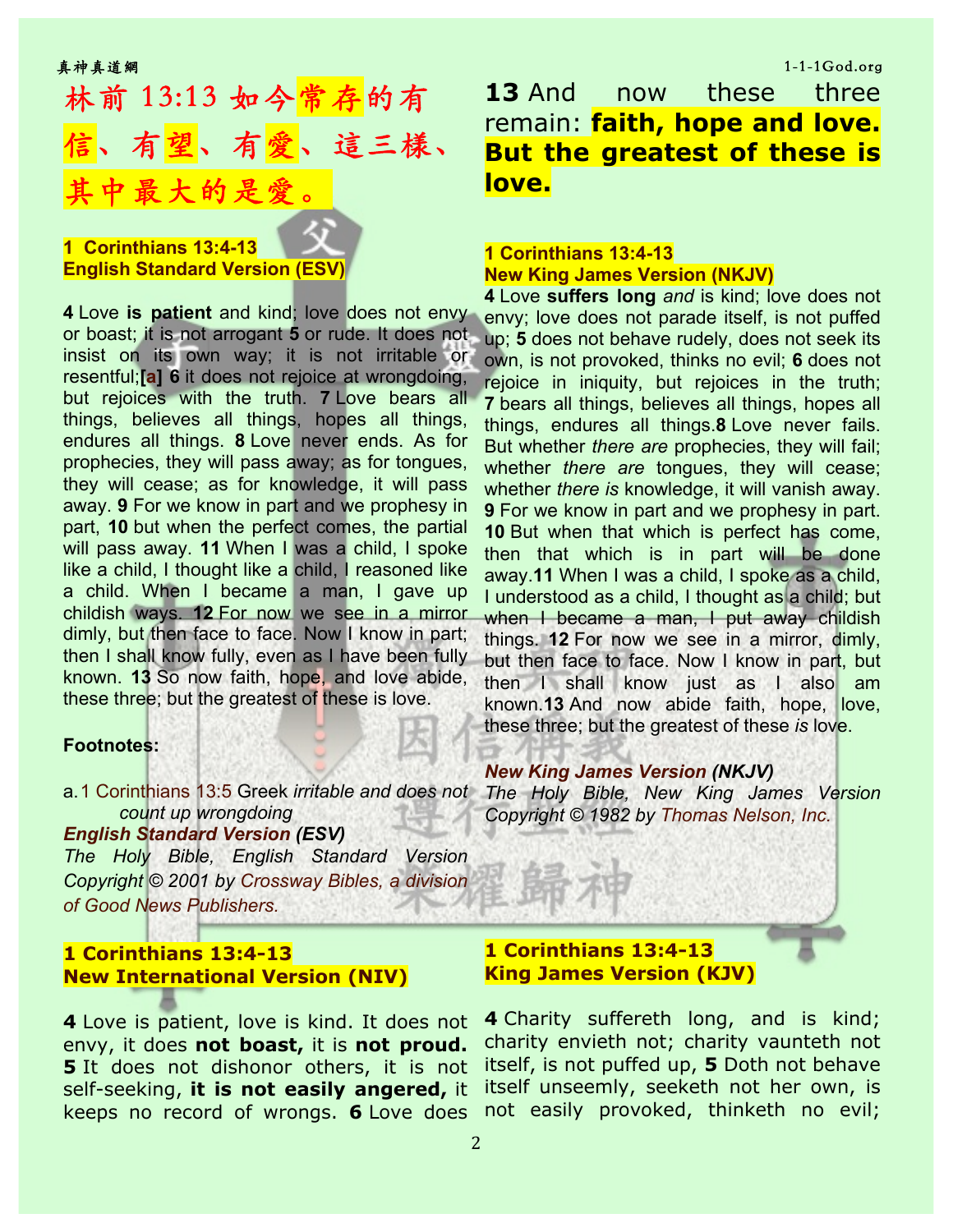# 林前 13:13 如今常存的有信、有望、有愛、這三樣、其中最大的是愛。

**13** And now these three remain: **faith, hope and love. But the greatest of these is love.**

**1 Corinthians 13:4-13**
**English Standard Version (ESV)**

**4** Love **is patient** and kind; love does not envy or boast; it is not arrogant **5** or rude. It does not insist on its own way; it is not irritable or resentful;[a] **6** it does not rejoice at wrongdoing, but rejoices with the truth. **7** Love bears all things, believes all things, hopes all things, endures all things. **8** Love never ends. As for prophecies, they will pass away; as for tongues, they will cease; as for knowledge, it will pass away. **9** For we know in part and we prophesy in part, **10** but when the perfect comes, the partial will pass away. **11** When I was a child, I spoke like a child, I thought like a child, I reasoned like a child. When I became a man, I gave up childish ways. **12** For now we see in a mirror dimly, but then face to face. Now I know in part; then I shall know fully, even as I have been fully known. **13** So now faith, hope, and love abide, these three; but the greatest of these is love.

**Footnotes:**

a. 1 Corinthians 13:5 Greek *irritable and does not count up wrongdoing*

***English Standard Version*** **(ESV)**
*The Holy Bible, English Standard Version Copyright © 2001 by Crossway Bibles, a division of Good News Publishers.*

**1 Corinthians 13:4-13**
**New King James Version (NKJV)**

**4** Love **suffers long** *and* is kind; love does not envy; love does not parade itself, is not puffed up; **5** does not behave rudely, does not seek its own, is not provoked, thinks no evil; **6** does not rejoice in iniquity, but rejoices in the truth; **7** bears all things, believes all things, hopes all things, endures all things.**8** Love never fails. But whether *there are* prophecies, they will fail; whether *there are* tongues, they will cease; whether *there is* knowledge, it will vanish away. **9** For we know in part and we prophesy in part. **10** But when that which is perfect has come, then that which is in part will be done away.**11** When I was a child, I spoke as a child, I understood as a child, I thought as a child; but when I became a man, I put away childish things. **12** For now we see in a mirror, dimly, but then face to face. Now I know in part, but then I shall know just as I also am known.**13** And now abide faith, hope, love, these three; but the greatest of these *is* love.

***New King James Version*** **(NKJV)**
*The Holy Bible, New King James Version Copyright © 1982 by Thomas Nelson, Inc.*

**1 Corinthians 13:4-13**
**New International Version (NIV)**

**4** Love is patient, love is kind. It does not envy, it does **not boast,** it is **not proud. 5** It does not dishonor others, it is not self-seeking, **it is not easily angered,** it keeps no record of wrongs. **6** Love does

**1 Corinthians 13:4-13**
**King James Version (KJV)**

**4** Charity suffereth long, and is kind; charity envieth not; charity vaunteth not itself, is not puffed up, **5** Doth not behave itself unseemly, seeketh not her own, is not easily provoked, thinketh no evil;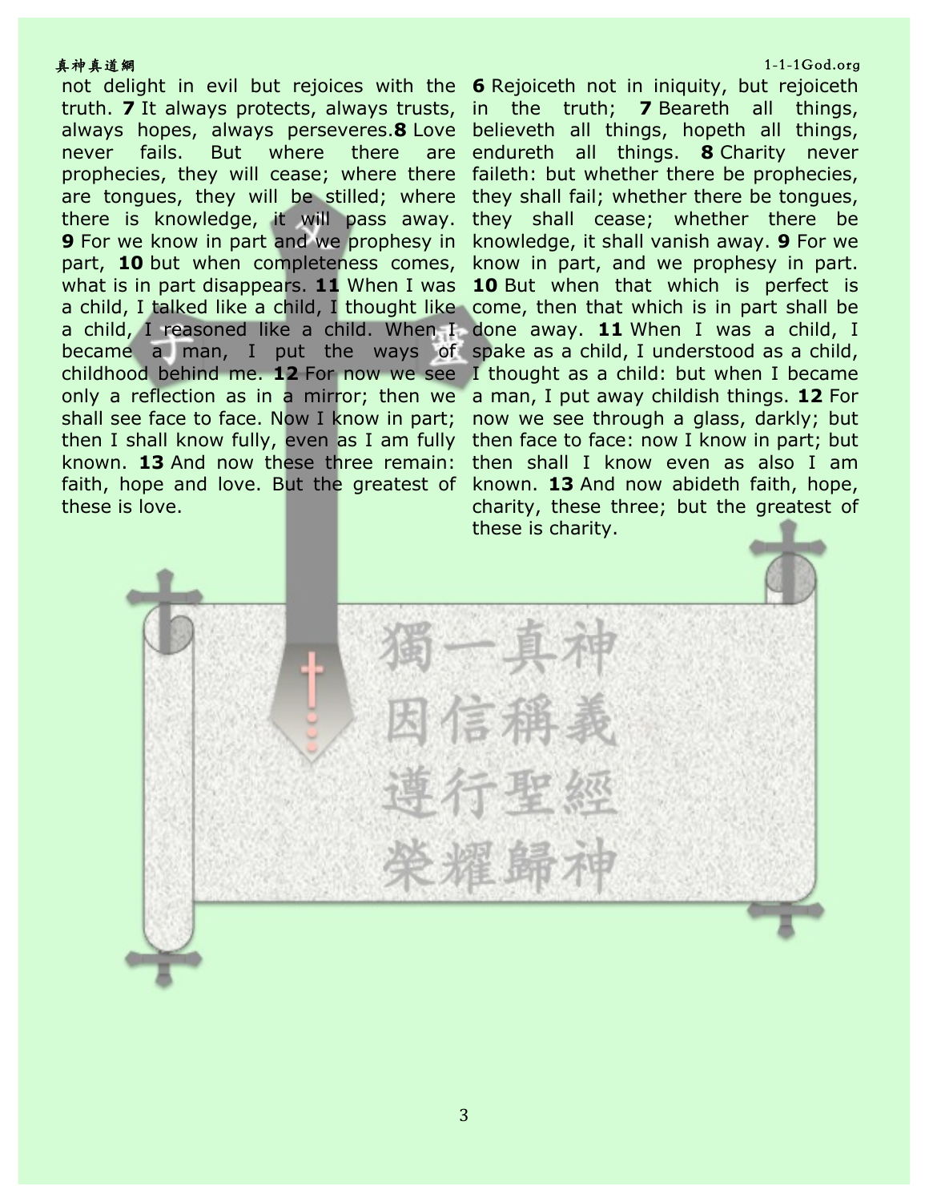not delight in evil but rejoices with the truth. **7** It always protects, always trusts, always hopes, always perseveres.**8** Love never fails. But where there are prophecies, they will cease; where there are tongues, they will be stilled; where there is knowledge, it will pass away. **9** For we know in part and we prophesy in part, **10** but when completeness comes, what is in part disappears. **11** When I was a child, I talked like a child, I thought like a child, I reasoned like a child. When I became a man, I put the ways of childhood behind me. **12** For now we see only a reflection as in a mirror; then we shall see face to face. Now I know in part; then I shall know fully, even as I am fully known. **13** And now these three remain: faith, hope and love. But the greatest of these is love.

**6** Rejoiceth not in iniquity, but rejoiceth in the truth; **7** Beareth all things, believeth all things, hopeth all things, endureth all things. **8** Charity never faileth: but whether there be prophecies, they shall fail; whether there be tongues, they shall cease; whether there be knowledge, it shall vanish away. **9** For we know in part, and we prophesy in part. **10** But when that which is perfect is come, then that which is in part shall be done away. **11** When I was a child, I spake as a child, I understood as a child, I thought as a child: but when I became a man, I put away childish things. **12** For now we see through a glass, darkly; but then face to face: now I know in part; but then shall I know even as also I am known. **13** And now abideth faith, hope, charity, these three; but the greatest of these is charity.

獨一真神
因信稱義
遵行聖經
榮耀歸神